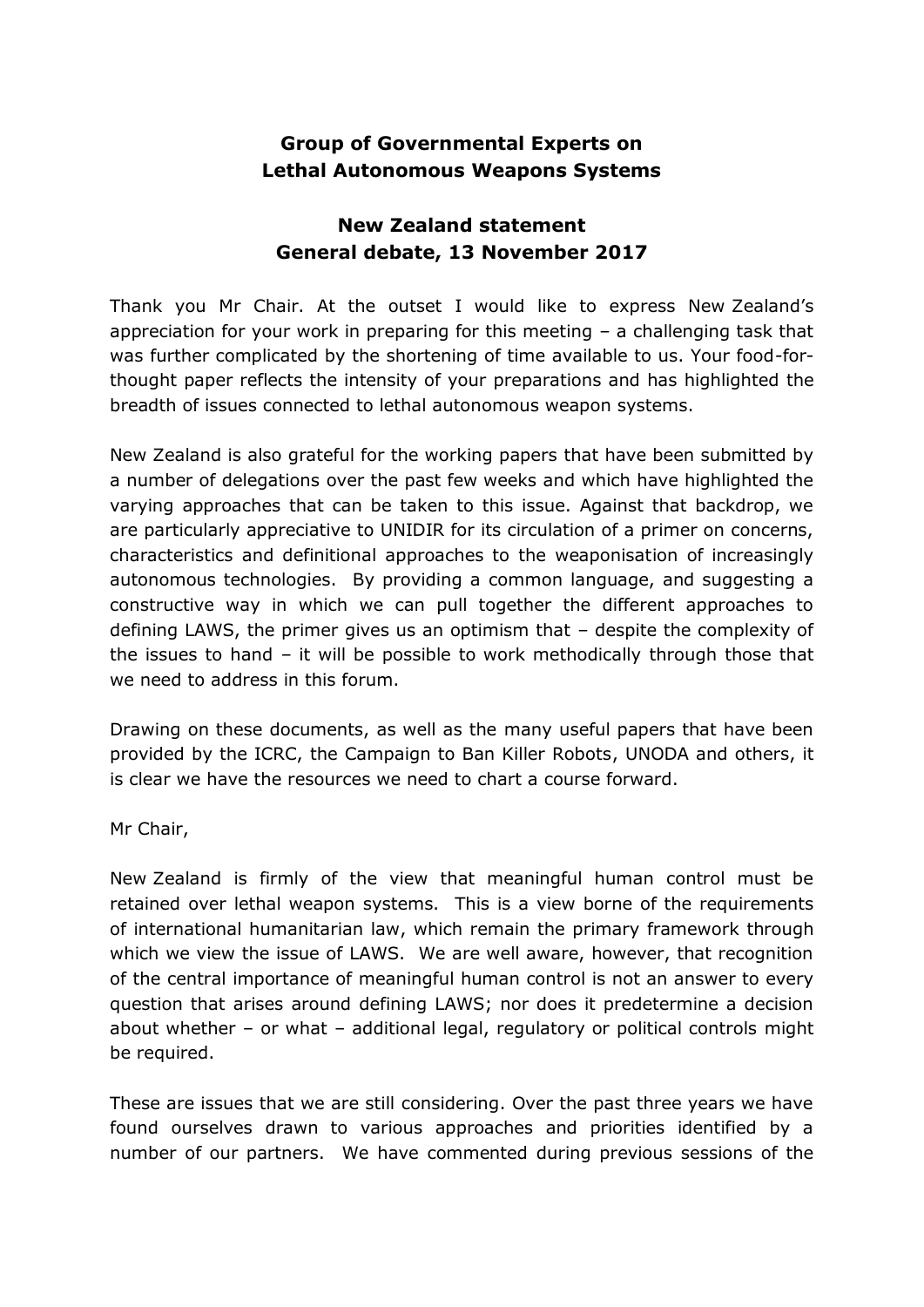# Group of Governmental Experts on Lethal Autonomous Weapons Systems

## New Zealand statement
## General debate, 13 November 2017

Thank you Mr Chair. At the outset I would like to express New Zealand's appreciation for your work in preparing for this meeting – a challenging task that was further complicated by the shortening of time available to us. Your food-for-thought paper reflects the intensity of your preparations and has highlighted the breadth of issues connected to lethal autonomous weapon systems.

New Zealand is also grateful for the working papers that have been submitted by a number of delegations over the past few weeks and which have highlighted the varying approaches that can be taken to this issue. Against that backdrop, we are particularly appreciative to UNIDIR for its circulation of a primer on concerns, characteristics and definitional approaches to the weaponisation of increasingly autonomous technologies. By providing a common language, and suggesting a constructive way in which we can pull together the different approaches to defining LAWS, the primer gives us an optimism that – despite the complexity of the issues to hand – it will be possible to work methodically through those that we need to address in this forum.

Drawing on these documents, as well as the many useful papers that have been provided by the ICRC, the Campaign to Ban Killer Robots, UNODA and others, it is clear we have the resources we need to chart a course forward.

Mr Chair,

New Zealand is firmly of the view that meaningful human control must be retained over lethal weapon systems. This is a view borne of the requirements of international humanitarian law, which remain the primary framework through which we view the issue of LAWS. We are well aware, however, that recognition of the central importance of meaningful human control is not an answer to every question that arises around defining LAWS; nor does it predetermine a decision about whether – or what – additional legal, regulatory or political controls might be required.

These are issues that we are still considering. Over the past three years we have found ourselves drawn to various approaches and priorities identified by a number of our partners. We have commented during previous sessions of the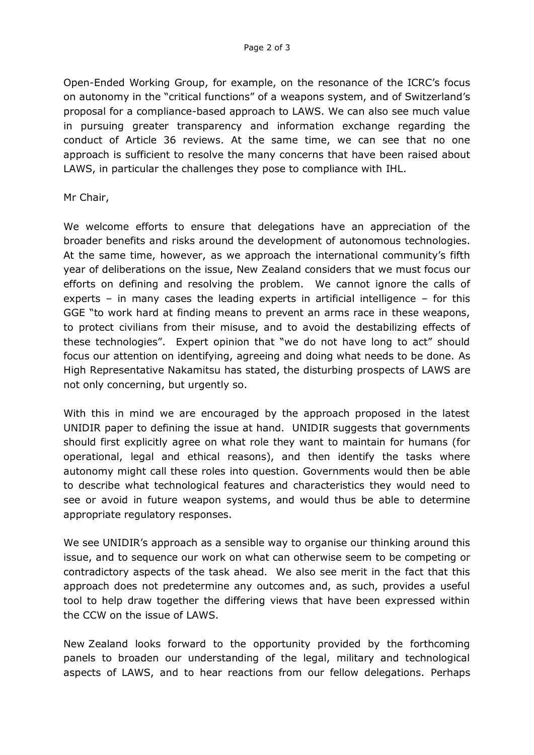Open-Ended Working Group, for example, on the resonance of the ICRC's focus on autonomy in the "critical functions" of a weapons system, and of Switzerland's proposal for a compliance-based approach to LAWS. We can also see much value in pursuing greater transparency and information exchange regarding the conduct of Article 36 reviews. At the same time, we can see that no one approach is sufficient to resolve the many concerns that have been raised about LAWS, in particular the challenges they pose to compliance with IHL.

Mr Chair,

We welcome efforts to ensure that delegations have an appreciation of the broader benefits and risks around the development of autonomous technologies. At the same time, however, as we approach the international community's fifth year of deliberations on the issue, New Zealand considers that we must focus our efforts on defining and resolving the problem. We cannot ignore the calls of experts – in many cases the leading experts in artificial intelligence – for this GGE "to work hard at finding means to prevent an arms race in these weapons, to protect civilians from their misuse, and to avoid the destabilizing effects of these technologies". Expert opinion that "we do not have long to act" should focus our attention on identifying, agreeing and doing what needs to be done. As High Representative Nakamitsu has stated, the disturbing prospects of LAWS are not only concerning, but urgently so.

With this in mind we are encouraged by the approach proposed in the latest UNIDIR paper to defining the issue at hand. UNIDIR suggests that governments should first explicitly agree on what role they want to maintain for humans (for operational, legal and ethical reasons), and then identify the tasks where autonomy might call these roles into question. Governments would then be able to describe what technological features and characteristics they would need to see or avoid in future weapon systems, and would thus be able to determine appropriate regulatory responses.

We see UNIDIR's approach as a sensible way to organise our thinking around this issue, and to sequence our work on what can otherwise seem to be competing or contradictory aspects of the task ahead. We also see merit in the fact that this approach does not predetermine any outcomes and, as such, provides a useful tool to help draw together the differing views that have been expressed within the CCW on the issue of LAWS.

New Zealand looks forward to the opportunity provided by the forthcoming panels to broaden our understanding of the legal, military and technological aspects of LAWS, and to hear reactions from our fellow delegations. Perhaps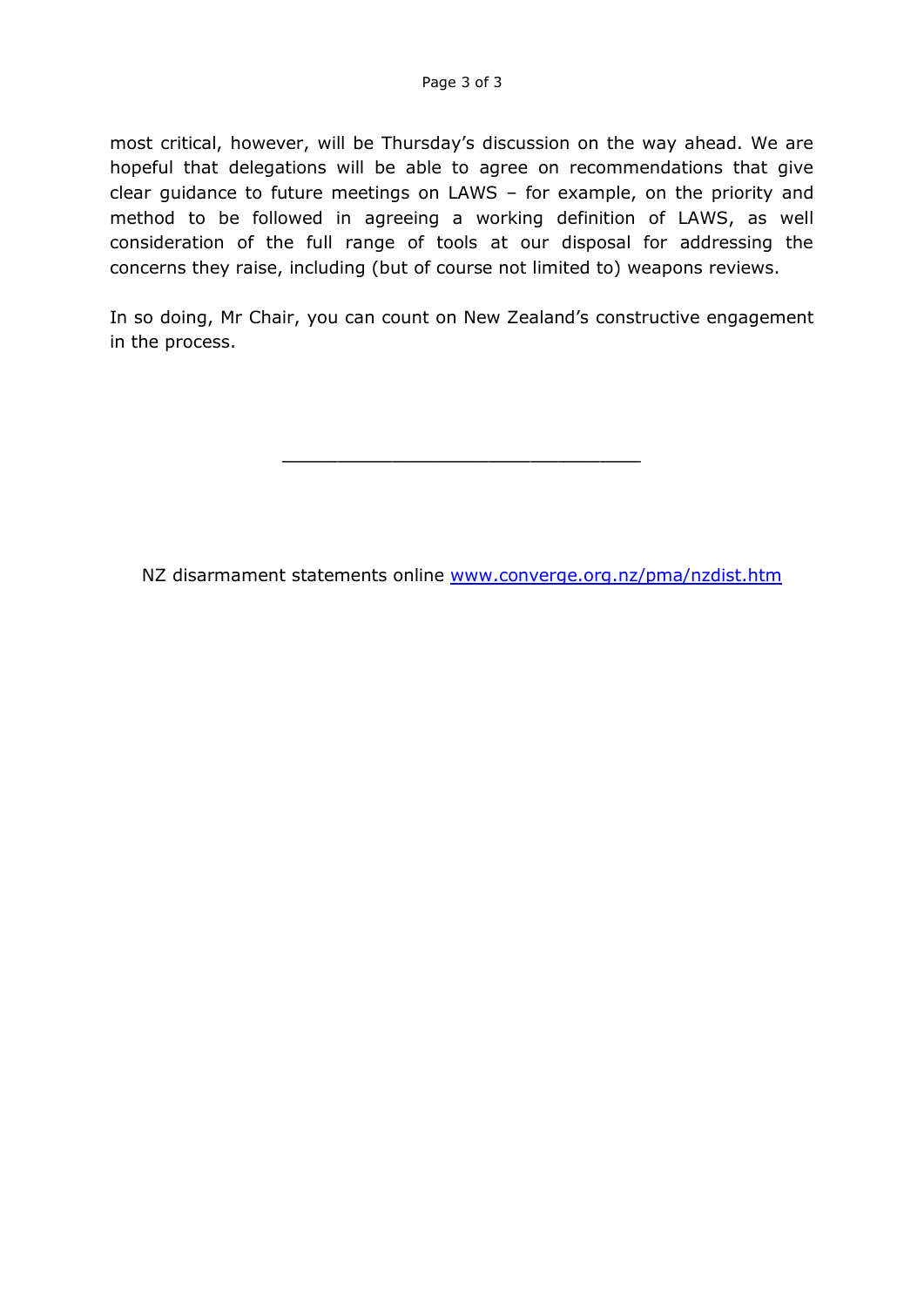most critical, however, will be Thursday's discussion on the way ahead. We are hopeful that delegations will be able to agree on recommendations that give clear guidance to future meetings on LAWS – for example, on the priority and method to be followed in agreeing a working definition of LAWS, as well consideration of the full range of tools at our disposal for addressing the concerns they raise, including (but of course not limited to) weapons reviews.

In so doing, Mr Chair, you can count on New Zealand's constructive engagement in the process.

---

NZ disarmament statements online [www.converge.org.nz/pma/nzdist.htm](www.converge.org.nz/pma/nzdist.htm)